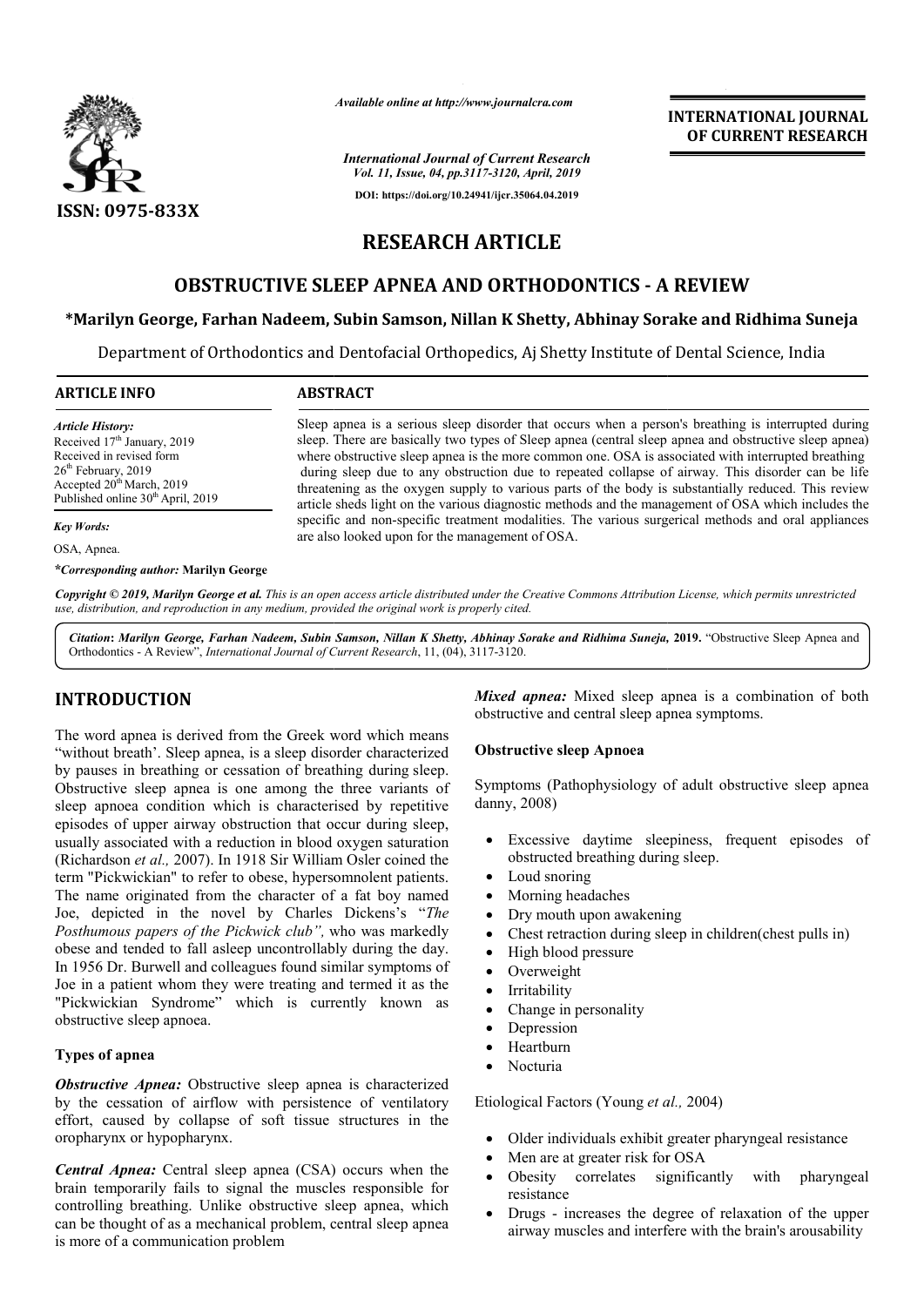# RESEARCH ARTICLE

## OBSTRUCTIVE SLEEP APNEA AND ORTHODONTICS - A REVIEW

**\*Marilyn George, Farhan Nadeem, Subin Samson, Nillan K Shetty, Abhinay Sorake and Ridhima Suneja**

Department of Orthodontics and Dentofacial Orthopedics, Aj Shetty Institute of Dental Science, India

### ARTICLE INFO

*Article History:*
Received 17th January, 2019
Received in revised form
26th February, 2019
Accepted 20th March, 2019
Published online 30th April, 2019

*Key Words:*
OSA, Apnea.

*\*Corresponding author:* **Marilyn George**

### ABSTRACT

Sleep apnea is a serious sleep disorder that occurs when a person's breathing is interrupted during sleep. There are basically two types of Sleep apnea (central sleep apnea and obstructive sleep apnea) where obstructive sleep apnea is the more common one. OSA is associated with interrupted breathing during sleep due to any obstruction due to repeated collapse of airway. This disorder can be life threatening as the oxygen supply to various parts of the body is substantially reduced. This review article sheds light on the various diagnostic methods and the management of OSA which includes the specific and non-specific treatment modalities. The various surgical methods and oral appliances are also looked upon for the management of OSA.

*Copyright © 2019, Marilyn George et al. This is an open access article distributed under the Creative Commons Attribution License, which permits unrestricted use, distribution, and reproduction in any medium, provided the original work is properly cited.*

**Citation:** ***Marilyn George, Farhan Nadeem, Subin Samson, Nillan K Shetty, Abhinay Sorake and Ridhima Suneja,*** **2019.** "Obstructive Sleep Apnea and Orthodontics - A Review", *International Journal of Current Research*, 11, (04), 3117-3120.

## INTRODUCTION

The word apnea is derived from the Greek word which means "without breath'. Sleep apnea, is a sleep disorder characterized by pauses in breathing or cessation of breathing during sleep. Obstructive sleep apnea is one among the three variants of sleep apnoea condition which is characterised by repetitive episodes of upper airway obstruction that occur during sleep, usually associated with a reduction in blood oxygen saturation (Richardson *et al.,* 2007). In 1918 Sir William Osler coined the term "Pickwickian" to refer to obese, hypersomnolent patients. The name originated from the character of a fat boy named Joe, depicted in the novel by Charles Dickens's "*The Posthumous papers of the Pickwick club",* who was markedly obese and tended to fall asleep uncontrollably during the day. In 1956 Dr. Burwell and colleagues found similar symptoms of Joe in a patient whom they were treating and termed it as the "Pickwickian Syndrome" which is currently known as obstructive sleep apnoea.

### Types of apnea

***Obstructive Apnea:*** Obstructive sleep apnea is characterized by the cessation of airflow with persistence of ventilatory effort, caused by collapse of soft tissue structures in the oropharynx or hypopharynx.

***Central Apnea:*** Central sleep apnea (CSA) occurs when the brain temporarily fails to signal the muscles responsible for controlling breathing. Unlike obstructive sleep apnea, which can be thought of as a mechanical problem, central sleep apnea is more of a communication problem

***Mixed apnea:*** Mixed sleep apnea is a combination of both obstructive and central sleep apnea symptoms.

### Obstructive sleep Apnoea

Symptoms (Pathophysiology of adult obstructive sleep apnea danny, 2008)

- Excessive daytime sleepiness, frequent episodes of obstructed breathing during sleep.
- Loud snoring
- Morning headaches
- Dry mouth upon awakening
- Chest retraction during sleep in children(chest pulls in)
- High blood pressure
- Overweight
- Irritability
- Change in personality
- Depression
- Heartburn
- Nocturia

Etiological Factors (Young *et al.,* 2004)

- Older individuals exhibit greater pharyngeal resistance
- Men are at greater risk for OSA
- Obesity correlates significantly with pharyngeal resistance
- Drugs - increases the degree of relaxation of the upper airway muscles and interfere with the brain's arousability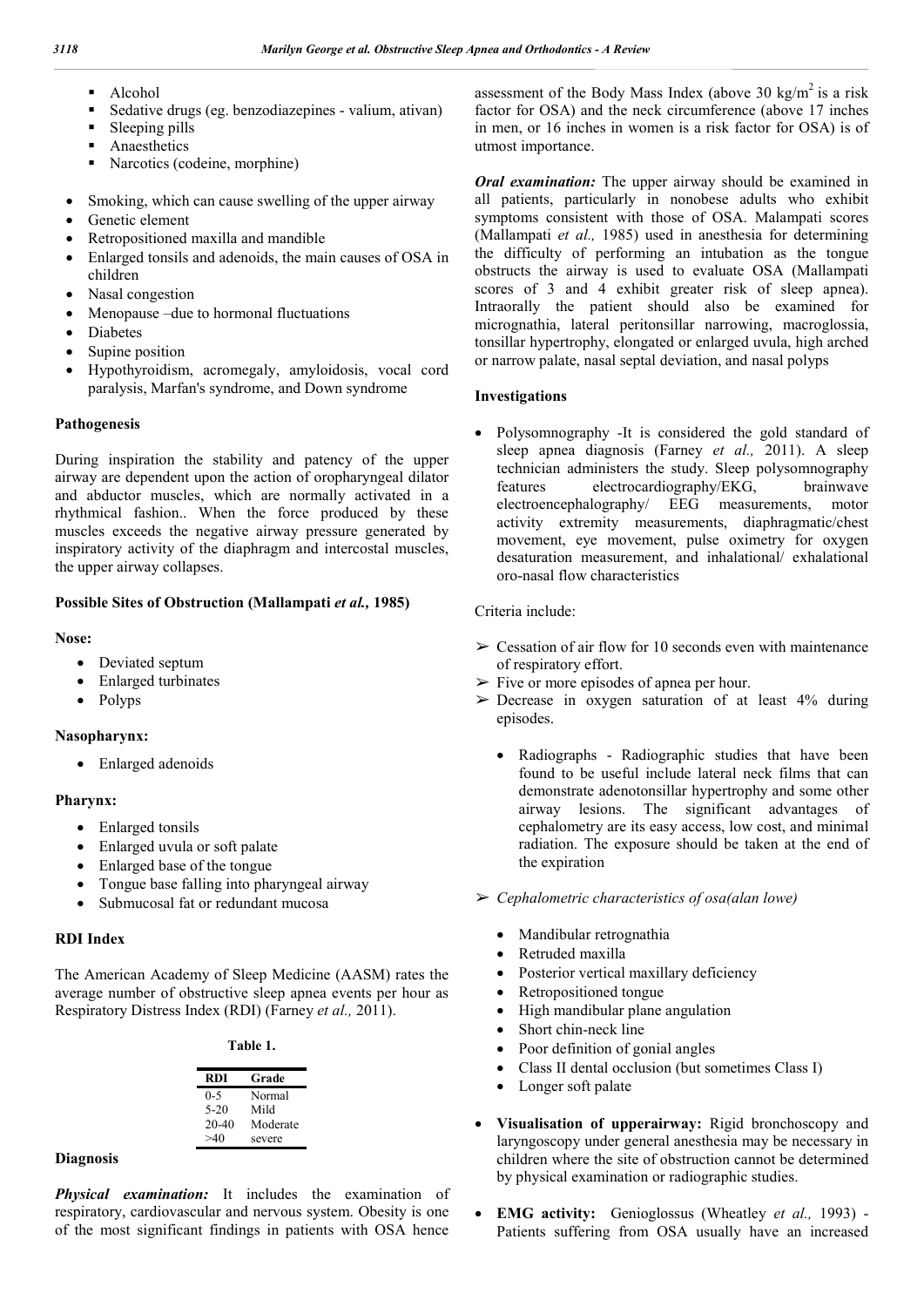- Alcohol
- Sedative drugs (eg. benzodiazepines - valium, ativan)
- Sleeping pills
- Anaesthetics
- Narcotics (codeine, morphine)

- Smoking, which can cause swelling of the upper airway
- Genetic element
- Retropositioned maxilla and mandible
- Enlarged tonsils and adenoids, the main causes of OSA in children
- Nasal congestion
- Menopause –due to hormonal fluctuations
- Diabetes
- Supine position
- Hypothyroidism, acromegaly, amyloidosis, vocal cord paralysis, Marfan's syndrome, and Down syndrome

### Pathogenesis

During inspiration the stability and patency of the upper airway are dependent upon the action of oropharyngeal dilator and abductor muscles, which are normally activated in a rhythmical fashion.. When the force produced by these muscles exceeds the negative airway pressure generated by inspiratory activity of the diaphragm and intercostal muscles, the upper airway collapses.

### Possible Sites of Obstruction (Mallampati *et al.,* 1985)

**Nose:**

- Deviated septum
- Enlarged turbinates
- Polyps

**Nasopharynx:**

- Enlarged adenoids

**Pharynx:**

- Enlarged tonsils
- Enlarged uvula or soft palate
- Enlarged base of the tongue
- Tongue base falling into pharyngeal airway
- Submucosal fat or redundant mucosa

### RDI Index

The American Academy of Sleep Medicine (AASM) rates the average number of obstructive sleep apnea events per hour as Respiratory Distress Index (RDI) (Farney *et al.,* 2011).

**Table 1.**

| RDI | Grade |
|---|---|
| 0-5 | Normal |
| 5-20 | Mild |
| 20-40 | Moderate |
| >40 | severe |

### Diagnosis

***Physical examination:*** It includes the examination of respiratory, cardiovascular and nervous system. Obesity is one of the most significant findings in patients with OSA hence assessment of the Body Mass Index (above 30 kg/m$^2$ is a risk factor for OSA) and the neck circumference (above 17 inches in men, or 16 inches in women is a risk factor for OSA) is of utmost importance.

***Oral examination:*** The upper airway should be examined in all patients, particularly in nonobese adults who exhibit symptoms consistent with those of OSA. Malampati scores (Mallampati *et al.,* 1985) used in anesthesia for determining the difficulty of performing an intubation as the tongue obstructs the airway is used to evaluate OSA (Mallampati scores of 3 and 4 exhibit greater risk of sleep apnea). Intraorally the patient should also be examined for micrognathia, lateral peritonsillar narrowing, macroglossia, tonsillar hypertrophy, elongated or enlarged uvula, high arched or narrow palate, nasal septal deviation, and nasal polyps

### Investigations

- Polysomnography -It is considered the gold standard of sleep apnea diagnosis (Farney *et al.,* 2011). A sleep technician administers the study. Sleep polysomnography features electrocardiography/EKG, brainwave electroencephalography/ EEG measurements, motor activity extremity measurements, diaphragmatic/chest movement, eye movement, pulse oximetry for oxygen desaturation measurement, and inhalational/ exhalational oro-nasal flow characteristics

Criteria include:

➢ Cessation of air flow for 10 seconds even with maintenance of respiratory effort.
➢ Five or more episodes of apnea per hour.
➢ Decrease in oxygen saturation of at least 4% during episodes.

- Radiographs - Radiographic studies that have been found to be useful include lateral neck films that can demonstrate adenotonsillar hypertrophy and some other airway lesions. The significant advantages of cephalometry are its easy access, low cost, and minimal radiation. The exposure should be taken at the end of the expiration

➢ *Cephalometric characteristics of osa(alan lowe)*

- Mandibular retrognathia
- Retruded maxilla
- Posterior vertical maxillary deficiency
- Retropositioned tongue
- High mandibular plane angulation
- Short chin-neck line
- Poor definition of gonial angles
- Class II dental occlusion (but sometimes Class I)
- Longer soft palate

- **Visualisation of upperairway:** Rigid bronchoscopy and laryngoscopy under general anesthesia may be necessary in children where the site of obstruction cannot be determined by physical examination or radiographic studies.

- **EMG activity:** Genioglossus (Wheatley *et al.,* 1993) - Patients suffering from OSA usually have an increased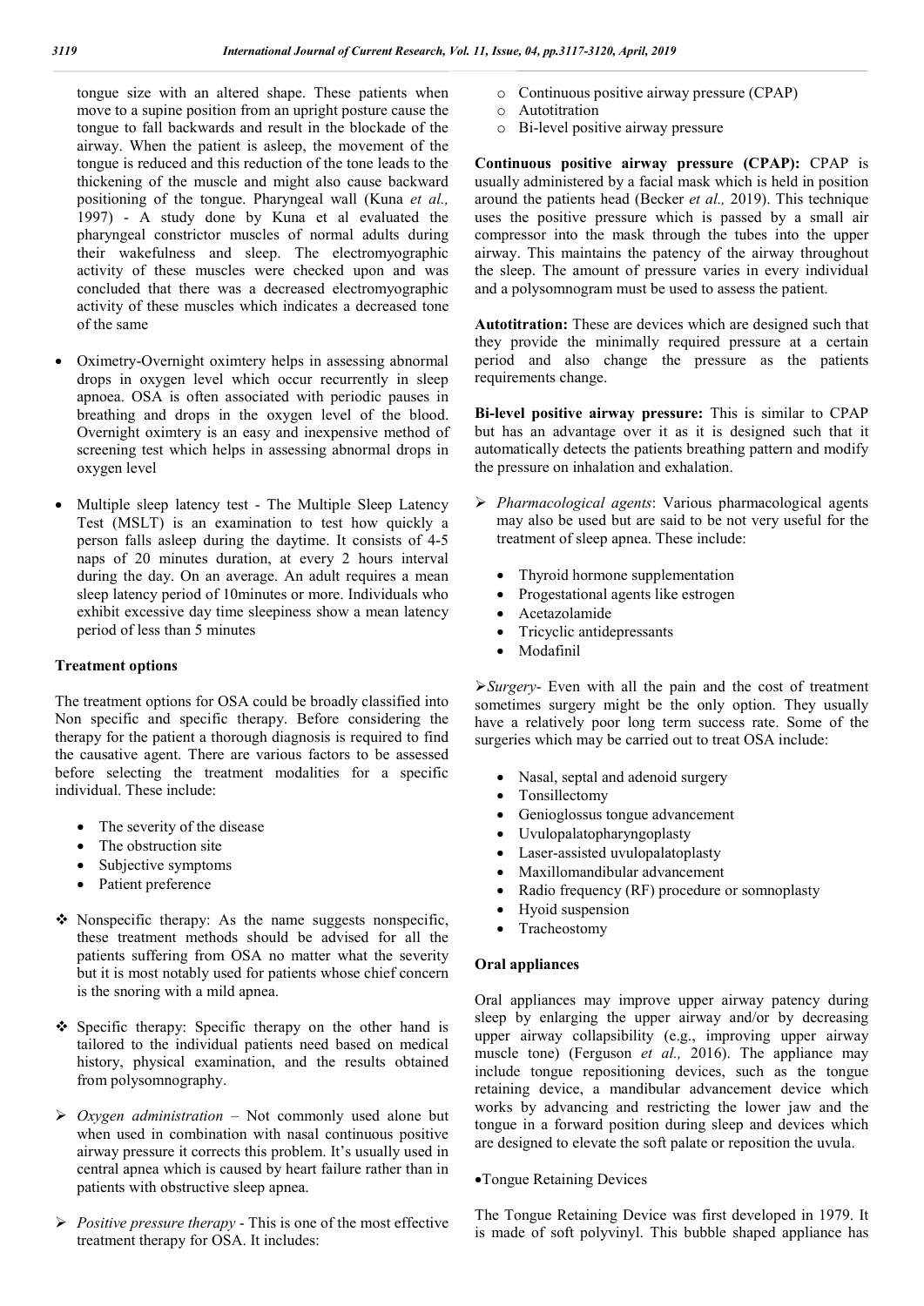tongue size with an altered shape. These patients when move to a supine position from an upright posture cause the tongue to fall backwards and result in the blockade of the airway. When the patient is asleep, the movement of the tongue is reduced and this reduction of the tone leads to the thickening of the muscle and might also cause backward positioning of the tongue. Pharyngeal wall (Kuna *et al.,* 1997) - A study done by Kuna et al evaluated the pharyngeal constrictor muscles of normal adults during their wakefulness and sleep. The electromyographic activity of these muscles were checked upon and was concluded that there was a decreased electromyographic activity of these muscles which indicates a decreased tone of the same

- Oximetry-Overnight oximtery helps in assessing abnormal drops in oxygen level which occur recurrently in sleep apnoea. OSA is often associated with periodic pauses in breathing and drops in the oxygen level of the blood. Overnight oximtery is an easy and inexpensive method of screening test which helps in assessing abnormal drops in oxygen level

- Multiple sleep latency test - The Multiple Sleep Latency Test (MSLT) is an examination to test how quickly a person falls asleep during the daytime. It consists of 4-5 naps of 20 minutes duration, at every 2 hours interval during the day. On an average. An adult requires a mean sleep latency period of 10minutes or more. Individuals who exhibit excessive day time sleepiness show a mean latency period of less than 5 minutes

**Treatment options**

The treatment options for OSA could be broadly classified into Non specific and specific therapy. Before considering the therapy for the patient a thorough diagnosis is required to find the causative agent. There are various factors to be assessed before selecting the treatment modalities for a specific individual. These include:

- The severity of the disease
- The obstruction site
- Subjective symptoms
- Patient preference

❖ Nonspecific therapy: As the name suggests nonspecific, these treatment methods should be advised for all the patients suffering from OSA no matter what the severity but it is most notably used for patients whose chief concern is the snoring with a mild apnea.

❖ Specific therapy: Specific therapy on the other hand is tailored to the individual patients need based on medical history, physical examination, and the results obtained from polysomnography.

➢ *Oxygen administration* – Not commonly used alone but when used in combination with nasal continuous positive airway pressure it corrects this problem. It's usually used in central apnea which is caused by heart failure rather than in patients with obstructive sleep apnea.

➢ *Positive pressure therapy* - This is one of the most effective treatment therapy for OSA. It includes:

- Continuous positive airway pressure (CPAP)
- Autotitration
- Bi-level positive airway pressure

**Continuous positive airway pressure (CPAP):** CPAP is usually administered by a facial mask which is held in position around the patients head (Becker *et al.,* 2019). This technique uses the positive pressure which is passed by a small air compressor into the mask through the tubes into the upper airway. This maintains the patency of the airway throughout the sleep. The amount of pressure varies in every individual and a polysomnogram must be used to assess the patient.

**Autotitration:** These are devices which are designed such that they provide the minimally required pressure at a certain period and also change the pressure as the patients requirements change.

**Bi-level positive airway pressure:** This is similar to CPAP but has an advantage over it as it is designed such that it automatically detects the patients breathing pattern and modify the pressure on inhalation and exhalation.

➢ *Pharmacological agents*: Various pharmacological agents may also be used but are said to be not very useful for the treatment of sleep apnea. These include:

- Thyroid hormone supplementation
- Progestational agents like estrogen
- Acetazolamide
- Tricyclic antidepressants
- Modafinil

➢ *Surgery*- Even with all the pain and the cost of treatment sometimes surgery might be the only option. They usually have a relatively poor long term success rate. Some of the surgeries which may be carried out to treat OSA include:

- Nasal, septal and adenoid surgery
- Tonsillectomy
- Genioglossus tongue advancement
- Uvulopalatopharyngoplasty
- Laser-assisted uvulopalatoplasty
- Maxillomandibular advancement
- Radio frequency (RF) procedure or somnoplasty
- Hyoid suspension
- Tracheostomy

**Oral appliances**

Oral appliances may improve upper airway patency during sleep by enlarging the upper airway and/or by decreasing upper airway collapsibility (e.g., improving upper airway muscle tone) (Ferguson *et al.,* 2016). The appliance may include tongue repositioning devices, such as the tongue retaining device, a mandibular advancement device which works by advancing and restricting the lower jaw and the tongue in a forward position during sleep and devices which are designed to elevate the soft palate or reposition the uvula.

- Tongue Retaining Devices

The Tongue Retaining Device was first developed in 1979. It is made of soft polyvinyl. This bubble shaped appliance has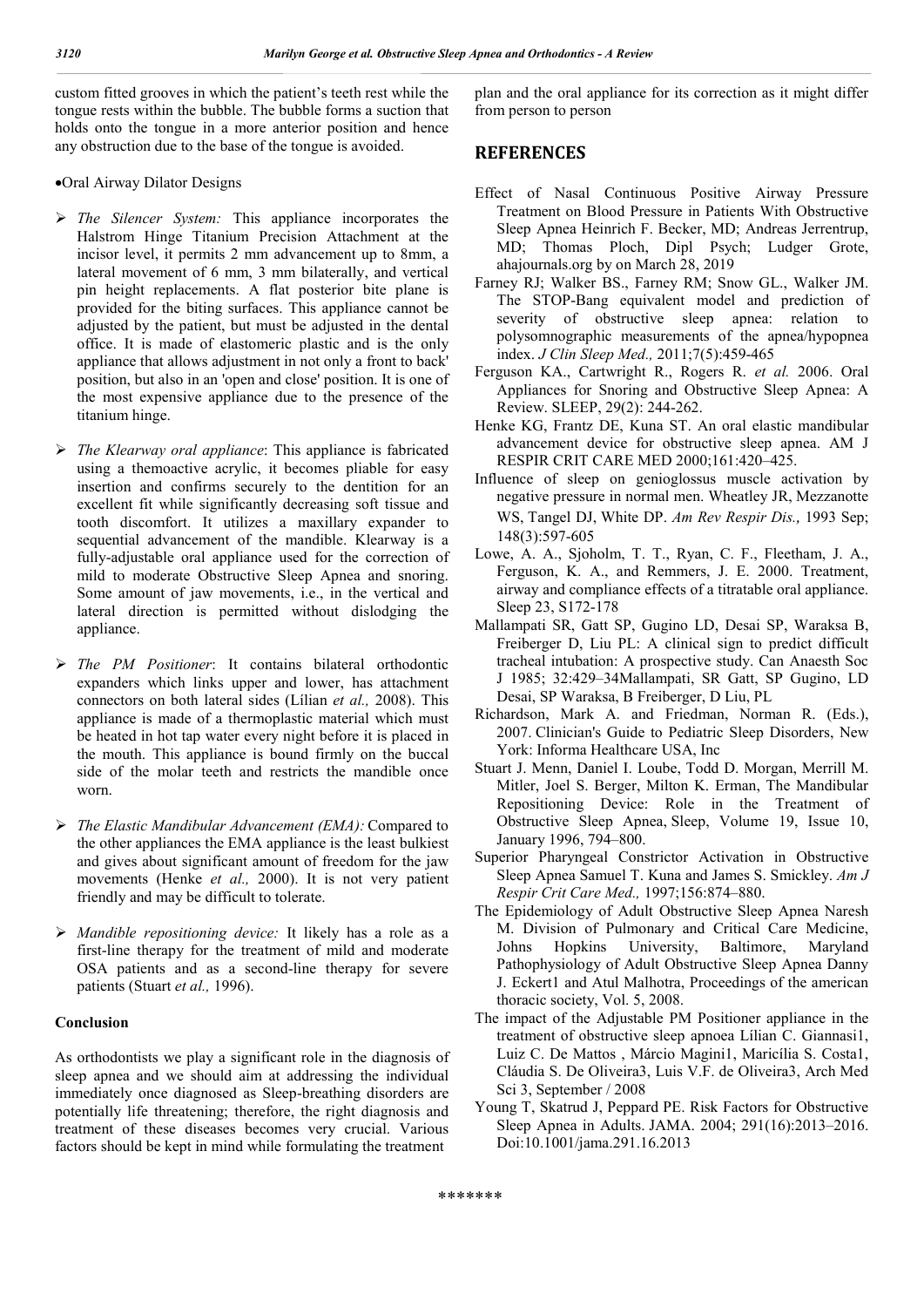custom fitted grooves in which the patient's teeth rest while the tongue rests within the bubble. The bubble forms a suction that holds onto the tongue in a more anterior position and hence any obstruction due to the base of the tongue is avoided.

- Oral Airway Dilator Designs

- *The Silencer System:* This appliance incorporates the Halstrom Hinge Titanium Precision Attachment at the incisor level, it permits 2 mm advancement up to 8mm, a lateral movement of 6 mm, 3 mm bilaterally, and vertical pin height replacements. A flat posterior bite plane is provided for the biting surfaces. This appliance cannot be adjusted by the patient, but must be adjusted in the dental office. It is made of elastomeric plastic and is the only appliance that allows adjustment in not only a front to back' position, but also in an 'open and close' position. It is one of the most expensive appliance due to the presence of the titanium hinge.
- *The Klearway oral appliance*: This appliance is fabricated using a themoactive acrylic, it becomes pliable for easy insertion and confirms securely to the dentition for an excellent fit while significantly decreasing soft tissue and tooth discomfort. It utilizes a maxillary expander to sequential advancement of the mandible. Klearway is a fully-adjustable oral appliance used for the correction of mild to moderate Obstructive Sleep Apnea and snoring. Some amount of jaw movements, i.e., in the vertical and lateral direction is permitted without dislodging the appliance.
- *The PM Positioner*: It contains bilateral orthodontic expanders which links upper and lower, has attachment connectors on both lateral sides (Lílian *et al.,* 2008). This appliance is made of a thermoplastic material which must be heated in hot tap water every night before it is placed in the mouth. This appliance is bound firmly on the buccal side of the molar teeth and restricts the mandible once worn.
- *The Elastic Mandibular Advancement (EMA):* Compared to the other appliances the EMA appliance is the least bulkiest and gives about significant amount of freedom for the jaw movements (Henke *et al.,* 2000). It is not very patient friendly and may be difficult to tolerate.
- *Mandible repositioning device:* It likely has a role as a first-line therapy for the treatment of mild and moderate OSA patients and as a second-line therapy for severe patients (Stuart *et al.,* 1996).

### Conclusion

As orthodontists we play a significant role in the diagnosis of sleep apnea and we should aim at addressing the individual immediately once diagnosed as Sleep-breathing disorders are potentially life threatening; therefore, the right diagnosis and treatment of these diseases becomes very crucial. Various factors should be kept in mind while formulating the treatment plan and the oral appliance for its correction as it might differ from person to person

## REFERENCES

Effect of Nasal Continuous Positive Airway Pressure Treatment on Blood Pressure in Patients With Obstructive Sleep Apnea Heinrich F. Becker, MD; Andreas Jerrentrup, MD; Thomas Ploch, Dipl Psych; Ludger Grote, ahajournals.org by on March 28, 2019

Farney RJ; Walker BS., Farney RM; Snow GL., Walker JM. The STOP-Bang equivalent model and prediction of severity of obstructive sleep apnea: relation to polysomnographic measurements of the apnea/hypopnea index. *J Clin Sleep Med.,* 2011;7(5):459-465

Ferguson KA., Cartwright R., Rogers R. *et al.* 2006. Oral Appliances for Snoring and Obstructive Sleep Apnea: A Review. SLEEP, 29(2): 244-262.

Henke KG, Frantz DE, Kuna ST. An oral elastic mandibular advancement device for obstructive sleep apnea. AM J RESPIR CRIT CARE MED 2000;161:420–425.

Influence of sleep on genioglossus muscle activation by negative pressure in normal men. Wheatley JR, Mezzanotte WS, Tangel DJ, White DP. *Am Rev Respir Dis.,* 1993 Sep; 148(3):597-605

Lowe, A. A., Sjoholm, T. T., Ryan, C. F., Fleetham, J. A., Ferguson, K. A., and Remmers, J. E. 2000. Treatment, airway and compliance effects of a titratable oral appliance. Sleep 23, S172-178

Mallampati SR, Gatt SP, Gugino LD, Desai SP, Waraksa B, Freiberger D, Liu PL: A clinical sign to predict difficult tracheal intubation: A prospective study. Can Anaesth Soc J 1985; 32:429–34Mallampati, SR Gatt, SP Gugino, LD Desai, SP Waraksa, B Freiberger, D Liu, PL

Richardson, Mark A. and Friedman, Norman R. (Eds.), 2007. Clinician's Guide to Pediatric Sleep Disorders, New York: Informa Healthcare USA, Inc

Stuart J. Menn, Daniel I. Loube, Todd D. Morgan, Merrill M. Mitler, Joel S. Berger, Milton K. Erman, The Mandibular Repositioning Device: Role in the Treatment of Obstructive Sleep Apnea, Sleep, Volume 19, Issue 10, January 1996, 794–800.

Superior Pharyngeal Constrictor Activation in Obstructive Sleep Apnea Samuel T. Kuna and James S. Smickley. *Am J Respir Crit Care Med.,* 1997;156:874–880.

The Epidemiology of Adult Obstructive Sleep Apnea Naresh M. Division of Pulmonary and Critical Care Medicine, Johns Hopkins University, Baltimore, Maryland Pathophysiology of Adult Obstructive Sleep Apnea Danny J. Eckert1 and Atul Malhotra, Proceedings of the american thoracic society, Vol. 5, 2008.

The impact of the Adjustable PM Positioner appliance in the treatment of obstructive sleep apnoea Lílian C. Giannasi1, Luiz C. De Mattos , Márcio Magini1, Maricília S. Costa1, Cláudia S. De Oliveira3, Luis V.F. de Oliveira3, Arch Med Sci 3, September / 2008

Young T, Skatrud J, Peppard PE. Risk Factors for Obstructive Sleep Apnea in Adults. JAMA. 2004; 291(16):2013–2016. Doi:10.1001/jama.291.16.2013

*******